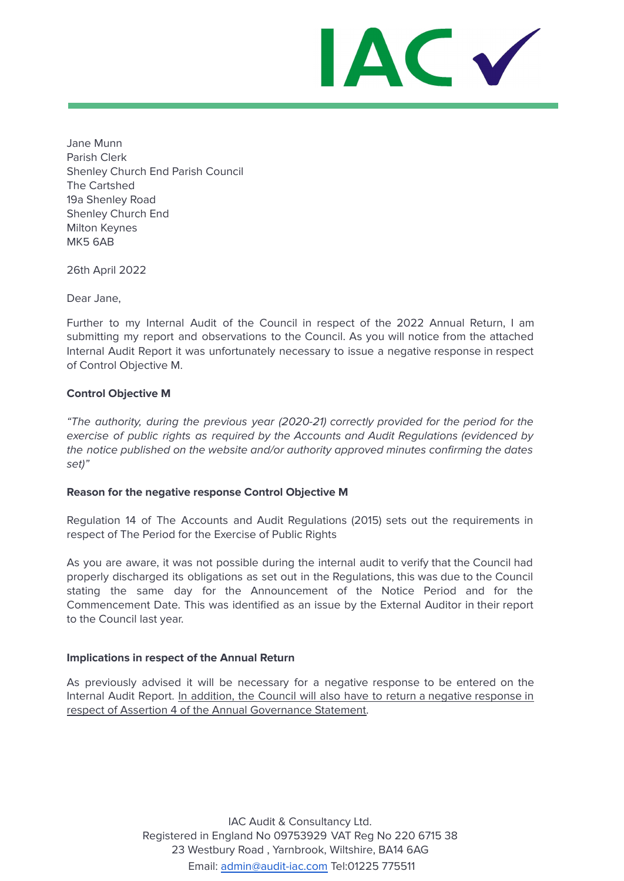IAC ✓

Jane Munn
Parish Clerk
Shenley Church End Parish Council
The Cartshed
19a Shenley Road
Shenley Church End
Milton Keynes
MK5 6AB

26th April 2022

Dear Jane,

Further to my Internal Audit of the Council in respect of the 2022 Annual Return, I am submitting my report and observations to the Council. As you will notice from the attached Internal Audit Report it was unfortunately necessary to issue a negative response in respect of Control Objective M.

**Control Objective M**

*"The authority, during the previous year (2020-21) correctly provided for the period for the exercise of public rights as required by the Accounts and Audit Regulations (evidenced by the notice published on the website and/or authority approved minutes confirming the dates set)"*

**Reason for the negative response Control Objective M**

Regulation 14 of The Accounts and Audit Regulations (2015) sets out the requirements in respect of The Period for the Exercise of Public Rights

As you are aware, it was not possible during the internal audit to verify that the Council had properly discharged its obligations as set out in the Regulations, this was due to the Council stating the same day for the Announcement of the Notice Period and for the Commencement Date. This was identified as an issue by the External Auditor in their report to the Council last year.

**Implications in respect of the Annual Return**

As previously advised it will be necessary for a negative response to be entered on the Internal Audit Report. <u>In addition, the Council will also have to return a negative response in respect of Assertion 4 of the Annual Governance Statement</u>.

IAC Audit & Consultancy Ltd.
Registered in England No 09753929 VAT Reg No 220 6715 38
23 Westbury Road , Yarnbrook, Wiltshire, BA14 6AG
Email: admin@audit-iac.com Tel:01225 775511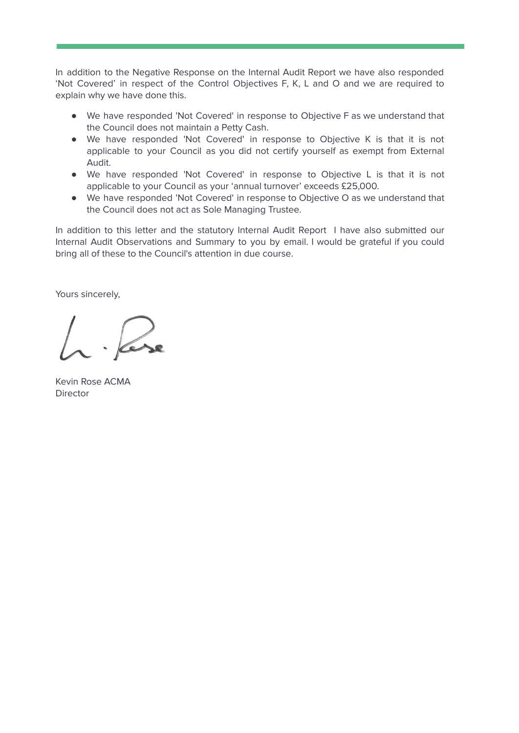In addition to the Negative Response on the Internal Audit Report we have also responded 'Not Covered' in respect of the Control Objectives F, K, L and O and we are required to explain why we have done this.

- We have responded 'Not Covered' in response to Objective F as we understand that the Council does not maintain a Petty Cash.
- We have responded 'Not Covered' in response to Objective K is that it is not applicable to your Council as you did not certify yourself as exempt from External Audit.
- We have responded 'Not Covered' in response to Objective L is that it is not applicable to your Council as your 'annual turnover' exceeds £25,000.
- We have responded 'Not Covered' in response to Objective O as we understand that the Council does not act as Sole Managing Trustee.

In addition to this letter and the statutory Internal Audit Report I have also submitted our Internal Audit Observations and Summary to you by email. I would be grateful if you could bring all of these to the Council's attention in due course.

Yours sincerely,

Kevin Rose ACMA
Director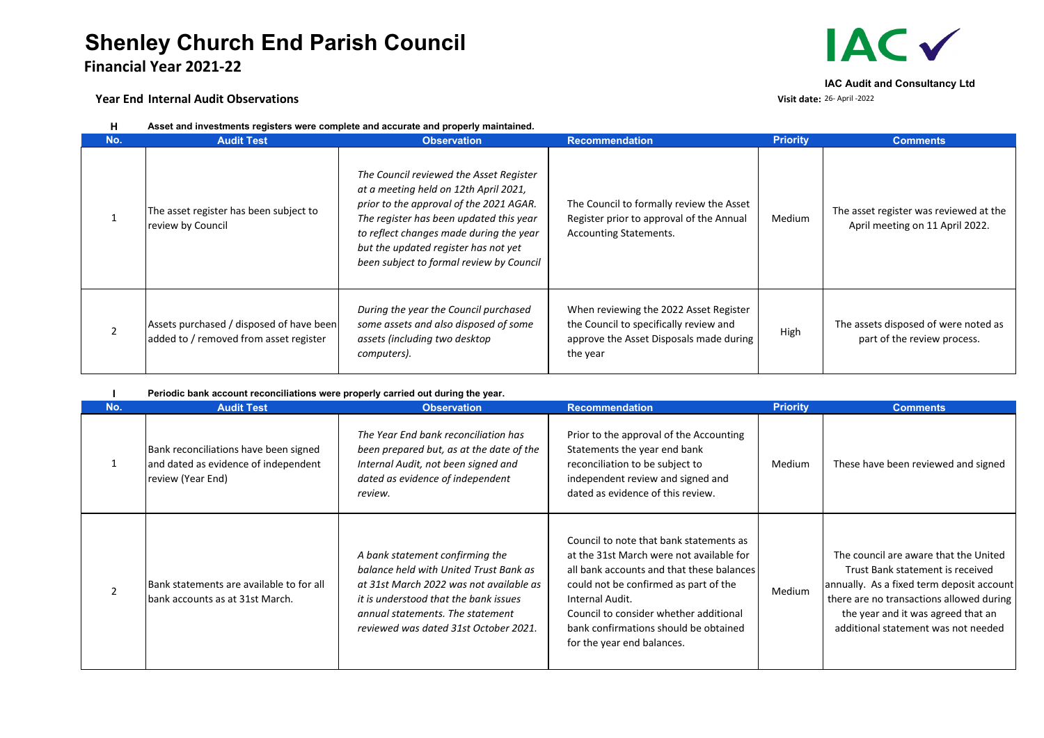# Shenley Church End Parish Council

**Financial Year 2021-22**

IAC Audit and Consultancy Ltd

**Year End Internal Audit Observations**

**Visit date:** 26- April -2022

**H Asset and investments registers were complete and accurate and properly maintained.**

| No. | Audit Test | Observation | Recommendation | Priority | Comments |
|---|---|---|---|---|---|
| 1 | The asset register has been subject to review by Council | *The Council reviewed the Asset Register at a meeting held on 12th April 2021, prior to the approval of the 2021 AGAR. The register has been updated this year to reflect changes made during the year but the updated register has not yet been subject to formal review by Council* | The Council to formally review the Asset Register prior to approval of the Annual Accounting Statements. | Medium | The asset register was reviewed at the April meeting on 11 April 2022. |
| 2 | Assets purchased / disposed of have been added to / removed from asset register | *During the year the Council purchased some assets and also disposed of some assets (including two desktop computers).* | When reviewing the 2022 Asset Register the Council to specifically review and approve the Asset Disposals made during the year | High | The assets disposed of were noted as part of the review process. |

**I Periodic bank account reconciliations were properly carried out during the year.**

| No. | Audit Test | Observation | Recommendation | Priority | Comments |
|---|---|---|---|---|---|
| 1 | Bank reconciliations have been signed and dated as evidence of independent review (Year End) | *The Year End bank reconciliation has been prepared but, as at the date of the Internal Audit, not been signed and dated as evidence of independent review.* | Prior to the approval of the Accounting Statements the year end bank reconciliation to be subject to independent review and signed and dated as evidence of this review. | Medium | These have been reviewed and signed |
| 2 | Bank statements are available to for all bank accounts as at 31st March. | *A bank statement confirming the balance held with United Trust Bank as at 31st March 2022 was not available as it is understood that the bank issues annual statements. The statement reviewed was dated 31st October 2021.* | Council to note that bank statements as at the 31st March were not available for all bank accounts and that these balances could not be confirmed as part of the Internal Audit. Council to consider whether additional bank confirmations should be obtained for the year end balances. | Medium | The council are aware that the United Trust Bank statement is received annually. As a fixed term deposit account there are no transactions allowed during the year and it was agreed that an additional statement was not needed |